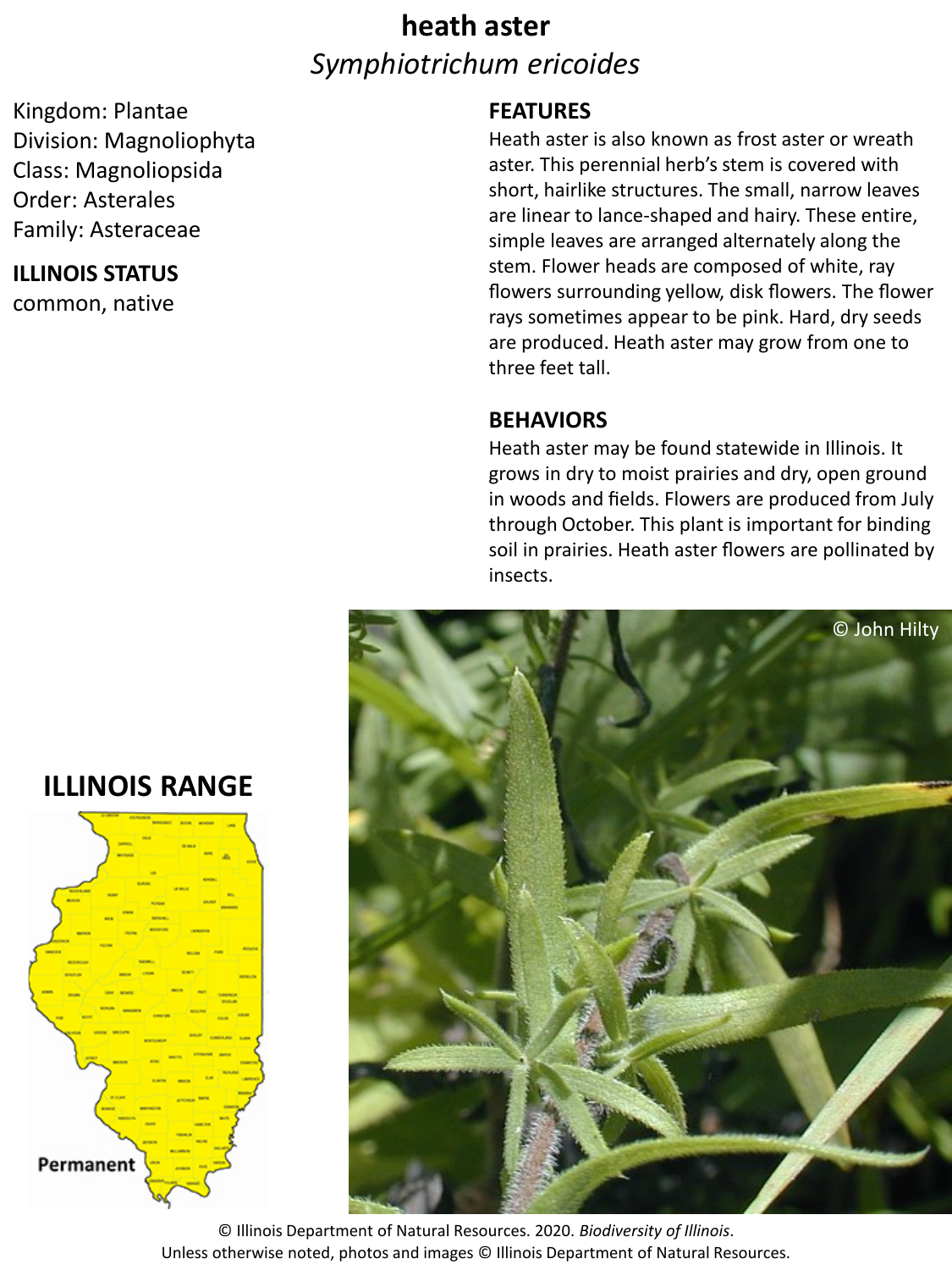# heath aster

## *Symphiotrichum ericoides*

Kingdom: Plantae
Division: Magnoliophyta
Class: Magnoliopsida
Order: Asterales
Family: Asteraceae

**ILLINOIS STATUS**

common, native

**FEATURES**

Heath aster is also known as frost aster or wreath aster. This perennial herb's stem is covered with short, hairlike structures. The small, narrow leaves are linear to lance-shaped and hairy. These entire, simple leaves are arranged alternately along the stem. Flower heads are composed of white, ray flowers surrounding yellow, disk flowers. The flower rays sometimes appear to be pink. Hard, dry seeds are produced. Heath aster may grow from one to three feet tall.

**BEHAVIORS**

Heath aster may be found statewide in Illinois. It grows in dry to moist prairies and dry, open ground in woods and fields. Flowers are produced from July through October. This plant is important for binding soil in prairies. Heath aster flowers are pollinated by insects.

**ILLINOIS RANGE**

Permanent

© John Hilty

© Illinois Department of Natural Resources. 2020. *Biodiversity of Illinois*.
Unless otherwise noted, photos and images © Illinois Department of Natural Resources.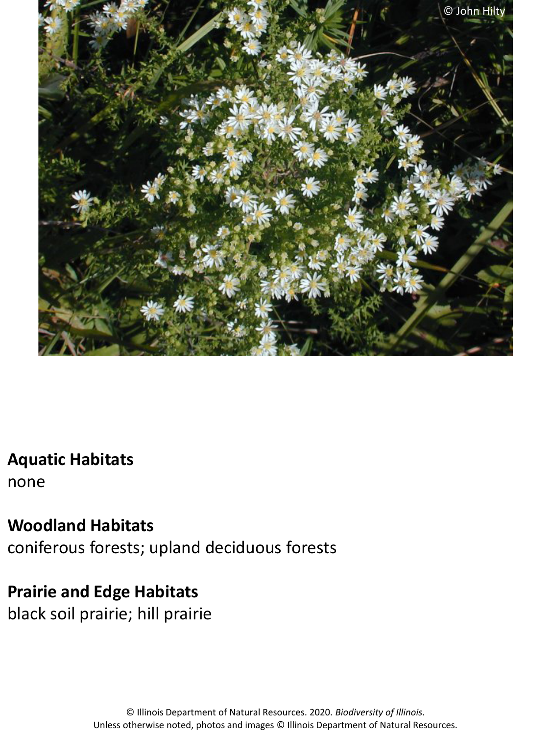**Aquatic Habitats**
none

**Woodland Habitats**
coniferous forests; upland deciduous forests

**Prairie and Edge Habitats**
black soil prairie; hill prairie

© Illinois Department of Natural Resources. 2020. *Biodiversity of Illinois*.
Unless otherwise noted, photos and images © Illinois Department of Natural Resources.